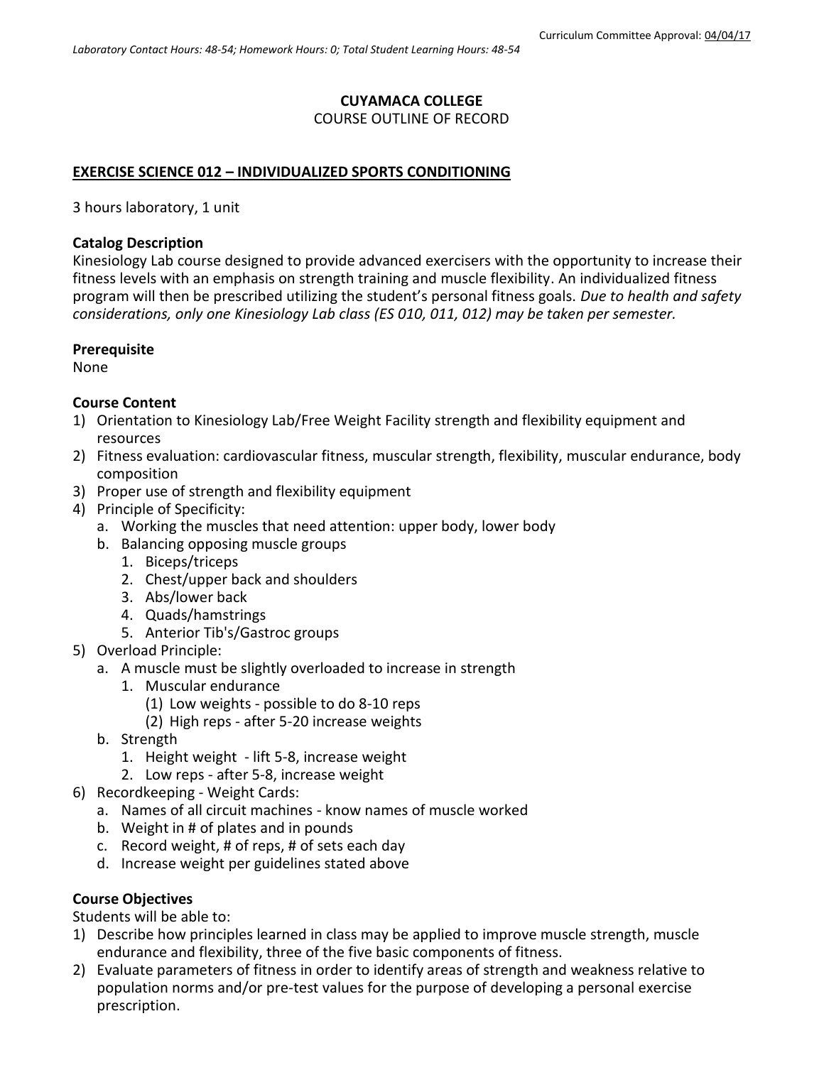Curriculum Committee Approval: 04/04/17

*Laboratory Contact Hours: 48-54; Homework Hours: 0; Total Student Learning Hours: 48-54*

**CUYAMACA COLLEGE**
COURSE OUTLINE OF RECORD

**EXERCISE SCIENCE 012 – INDIVIDUALIZED SPORTS CONDITIONING**

3 hours laboratory, 1 unit

**Catalog Description**
Kinesiology Lab course designed to provide advanced exercisers with the opportunity to increase their fitness levels with an emphasis on strength training and muscle flexibility. An individualized fitness program will then be prescribed utilizing the student's personal fitness goals. *Due to health and safety considerations, only one Kinesiology Lab class (ES 010, 011, 012) may be taken per semester.*

**Prerequisite**
None

**Course Content**
1) Orientation to Kinesiology Lab/Free Weight Facility strength and flexibility equipment and resources
2) Fitness evaluation: cardiovascular fitness, muscular strength, flexibility, muscular endurance, body composition
3) Proper use of strength and flexibility equipment
4) Principle of Specificity:
   a. Working the muscles that need attention: upper body, lower body
   b. Balancing opposing muscle groups
      1. Biceps/triceps
      2. Chest/upper back and shoulders
      3. Abs/lower back
      4. Quads/hamstrings
      5. Anterior Tib's/Gastroc groups
5) Overload Principle:
   a. A muscle must be slightly overloaded to increase in strength
      1. Muscular endurance
         (1) Low weights - possible to do 8-10 reps
         (2) High reps - after 5-20 increase weights
   b. Strength
      1. Height weight - lift 5-8, increase weight
      2. Low reps - after 5-8, increase weight
6) Recordkeeping - Weight Cards:
   a. Names of all circuit machines - know names of muscle worked
   b. Weight in # of plates and in pounds
   c. Record weight, # of reps, # of sets each day
   d. Increase weight per guidelines stated above

**Course Objectives**
Students will be able to:
1) Describe how principles learned in class may be applied to improve muscle strength, muscle endurance and flexibility, three of the five basic components of fitness.
2) Evaluate parameters of fitness in order to identify areas of strength and weakness relative to population norms and/or pre-test values for the purpose of developing a personal exercise prescription.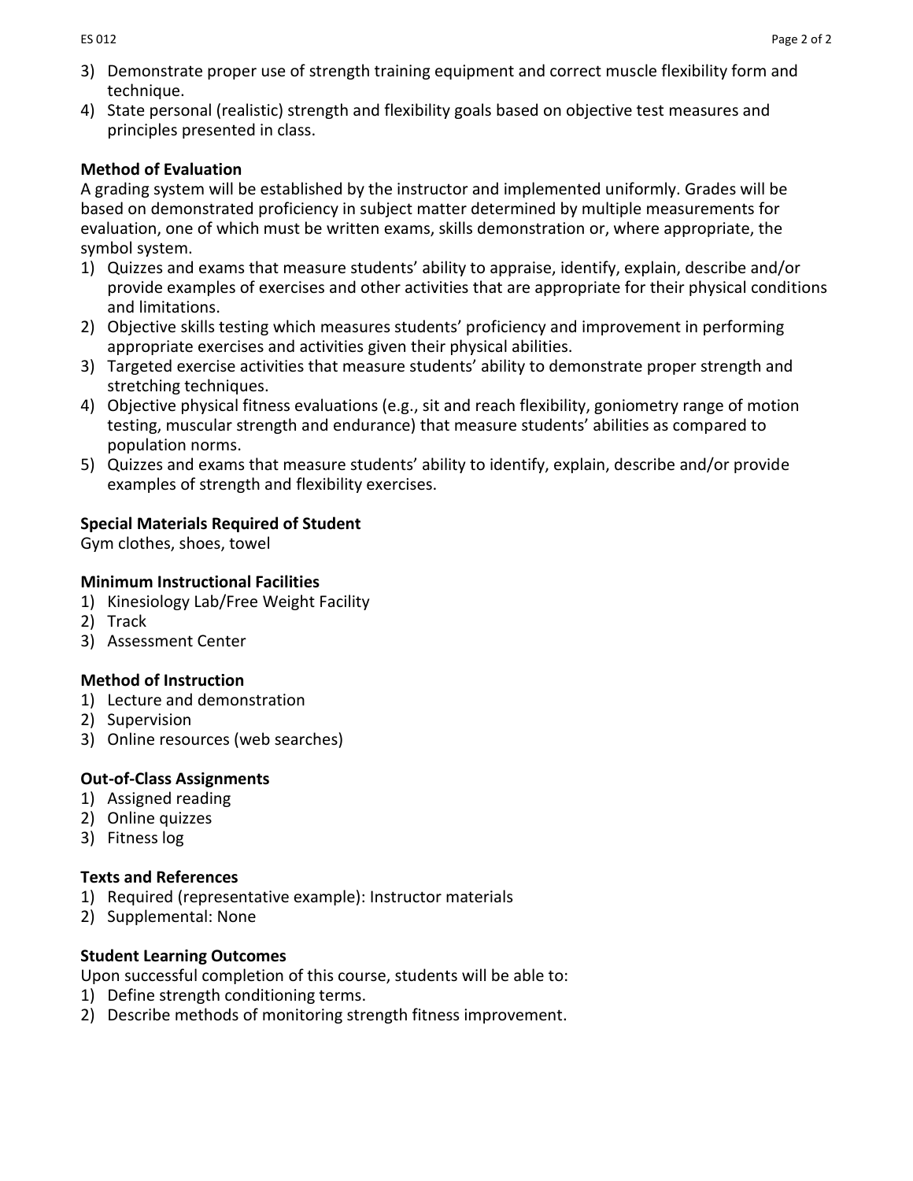3) Demonstrate proper use of strength training equipment and correct muscle flexibility form and technique.
4) State personal (realistic) strength and flexibility goals based on objective test measures and principles presented in class.

**Method of Evaluation**

A grading system will be established by the instructor and implemented uniformly. Grades will be based on demonstrated proficiency in subject matter determined by multiple measurements for evaluation, one of which must be written exams, skills demonstration or, where appropriate, the symbol system.

1) Quizzes and exams that measure students' ability to appraise, identify, explain, describe and/or provide examples of exercises and other activities that are appropriate for their physical conditions and limitations.
2) Objective skills testing which measures students' proficiency and improvement in performing appropriate exercises and activities given their physical abilities.
3) Targeted exercise activities that measure students' ability to demonstrate proper strength and stretching techniques.
4) Objective physical fitness evaluations (e.g., sit and reach flexibility, goniometry range of motion testing, muscular strength and endurance) that measure students' abilities as compared to population norms.
5) Quizzes and exams that measure students' ability to identify, explain, describe and/or provide examples of strength and flexibility exercises.

**Special Materials Required of Student**

Gym clothes, shoes, towel

**Minimum Instructional Facilities**

1) Kinesiology Lab/Free Weight Facility
2) Track
3) Assessment Center

**Method of Instruction**

1) Lecture and demonstration
2) Supervision
3) Online resources (web searches)

**Out-of-Class Assignments**

1) Assigned reading
2) Online quizzes
3) Fitness log

**Texts and References**

1) Required (representative example): Instructor materials
2) Supplemental: None

**Student Learning Outcomes**

Upon successful completion of this course, students will be able to:

1) Define strength conditioning terms.
2) Describe methods of monitoring strength fitness improvement.